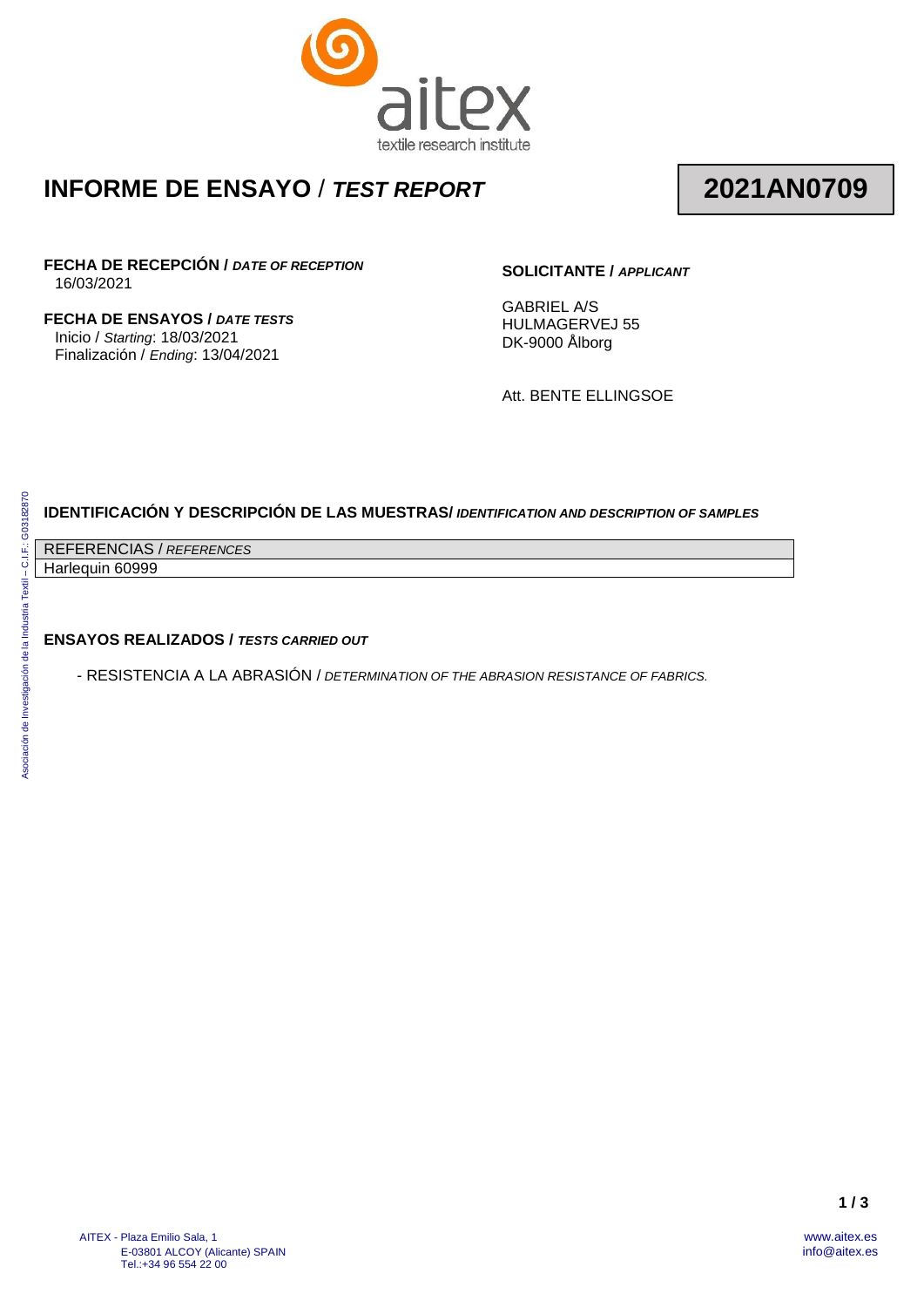aitex
textile research institute

# INFORME DE ENSAYO / *TEST REPORT*

**2021AN0709**

**FECHA DE RECEPCIÓN / *DATE OF RECEPTION***
16/03/2021

**FECHA DE ENSAYOS / *DATE TESTS***
Inicio / *Starting*: 18/03/2021
Finalización / *Ending*: 13/04/2021

**SOLICITANTE / *APPLICANT***

GABRIEL A/S
HULMAGERVEJ 55
DK-9000 Ålborg

Att. BENTE ELLINGSOE

Asociación de Investigación de la Industria Textil – C.I.F.: G03182870

## IDENTIFICACIÓN Y DESCRIPCIÓN DE LAS MUESTRAS/ *IDENTIFICATION AND DESCRIPTION OF SAMPLES*

| REFERENCIAS / *REFERENCES* |
| --- |
| Harlequin 60999 |

## ENSAYOS REALIZADOS / *TESTS CARRIED OUT*

- RESISTENCIA A LA ABRASIÓN / *DETERMINATION OF THE ABRASION RESISTANCE OF FABRICS.*

AITEX - Plaza Emilio Sala, 1
E-03801 ALCOY (Alicante) SPAIN
Tel.:+34 96 554 22 00

www.aitex.es
info@aitex.es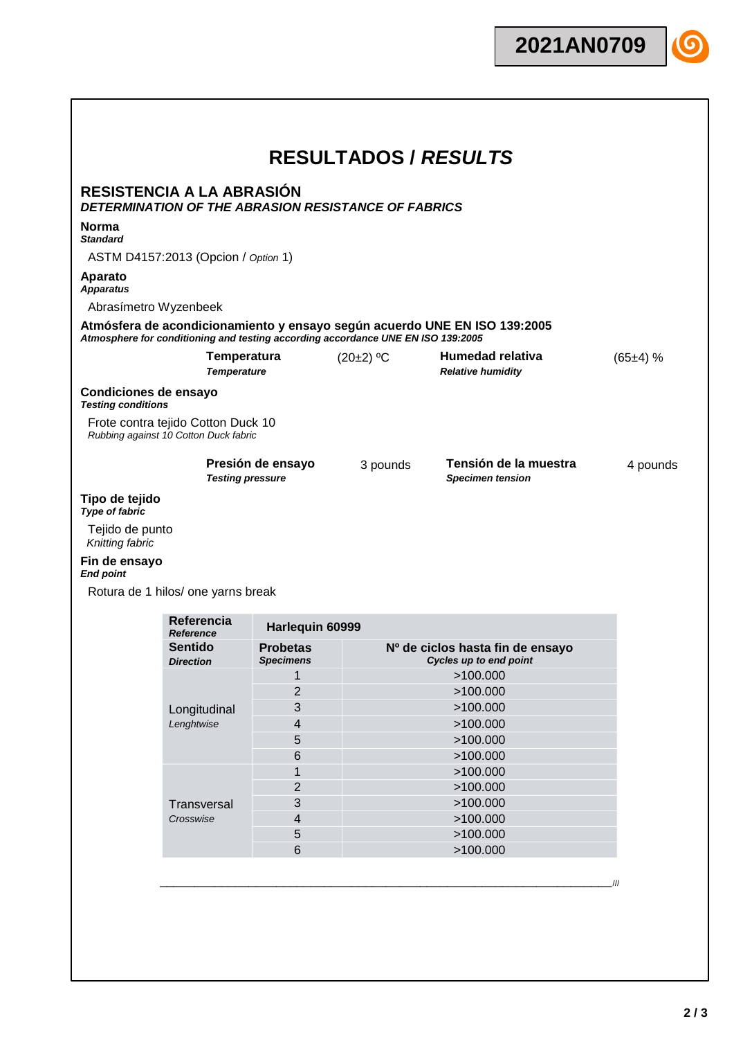2021AN0709

# RESULTADOS / *RESULTS*

## RESISTENCIA A LA ABRASIÓN
***DETERMINATION OF THE ABRASION RESISTANCE OF FABRICS***

**Norma**
***Standard***

ASTM D4157:2013 (Opcion / *Option* 1)

**Aparato**
***Apparatus***

Abrasímetro Wyzenbeek

**Atmósfera de acondicionamiento y ensayo según acuerdo UNE EN ISO 139:2005**
***Atmosphere for conditioning and testing according accordance UNE EN ISO 139:2005***

| | | | |
|---|---|---|---|
| **Temperatura** *Temperature* | (20±2) ºC | **Humedad relativa** *Relative humidity* | (65±4) % |

**Condiciones de ensayo**
***Testing conditions***

Frote contra tejido Cotton Duck 10
*Rubbing against 10 Cotton Duck fabric*

| | | | |
|---|---|---|---|
| **Presión de ensayo** *Testing pressure* | 3 pounds | **Tensión de la muestra** *Specimen tension* | 4 pounds |

**Tipo de tejido**
***Type of fabric***

Tejido de punto
*Knitting fabric*

**Fin de ensayo**
***End point***

Rotura de 1 hilos/ one yarns break

| **Referencia** *Reference* | **Harlequin 60999** | |
|---|---|---|
| **Sentido** *Direction* | **Probetas** *Specimens* | **Nº de ciclos hasta fin de ensayo** *Cycles up to end point* |
| Longitudinal *Lenghtwise* | 1 | >100.000 |
| | 2 | >100.000 |
| | 3 | >100.000 |
| | 4 | >100.000 |
| | 5 | >100.000 |
| | 6 | >100.000 |
| Transversal *Crosswise* | 1 | >100.000 |
| | 2 | >100.000 |
| | 3 | >100.000 |
| | 4 | >100.000 |
| | 5 | >100.000 |
| | 6 | >100.000 |

___________________________________________________________///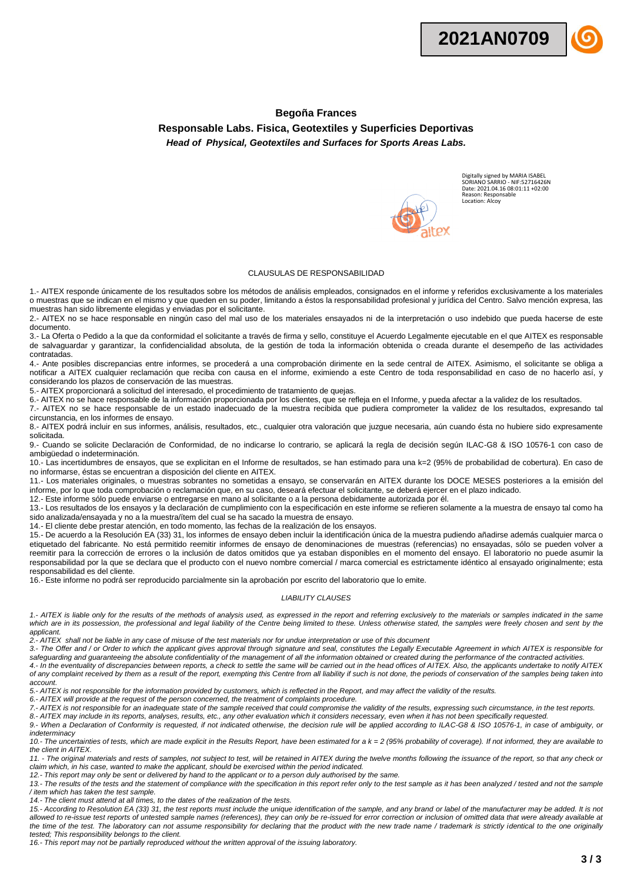**2021AN0709**

**Begoña Frances**

**Responsable Labs. Fisica, Geotextiles y Superficies Deportivas**

***Head of Physical, Geotextiles and Surfaces for Sports Areas Labs.***

Digitally signed by MARIA ISABEL SORIANO SARRIO - NIF:52716426N
Date: 2021.04.16 08:01:11 +02:00
Reason: Responsable
Location: Alcoy

CLAUSULAS DE RESPONSABILIDAD

1.- AITEX responde únicamente de los resultados sobre los métodos de análisis empleados, consignados en el informe y referidos exclusivamente a los materiales o muestras que se indican en el mismo y que queden en su poder, limitando a éstos la responsabilidad profesional y jurídica del Centro. Salvo mención expresa, las muestras han sido libremente elegidas y enviadas por el solicitante.

2.- AITEX no se hace responsable en ningún caso del mal uso de los materiales ensayados ni de la interpretación o uso indebido que pueda hacerse de este documento.

3.- La Oferta o Pedido a la que da conformidad el solicitante a través de firma y sello, constituye el Acuerdo Legalmente ejecutable en el que AITEX es responsable de salvaguardar y garantizar, la confidencialidad absoluta, de la gestión de toda la información obtenida o creada durante el desempeño de las actividades contratadas.

4.- Ante posibles discrepancias entre informes, se procederá a una comprobación dirimente en la sede central de AITEX. Asimismo, el solicitante se obliga a notificar a AITEX cualquier reclamación que reciba con causa en el informe, eximiendo a este Centro de toda responsabilidad en caso de no hacerlo así, y considerando los plazos de conservación de las muestras.

5.- AITEX proporcionará a solicitud del interesado, el procedimiento de tratamiento de quejas.

6.- AITEX no se hace responsable de la información proporcionada por los clientes, que se refleja en el Informe, y pueda afectar a la validez de los resultados.

7.- AITEX no se hace responsable de un estado inadecuado de la muestra recibida que pudiera comprometer la validez de los resultados, expresando tal circunstancia, en los informes de ensayo.

8.- AITEX podrá incluir en sus informes, análisis, resultados, etc., cualquier otra valoración que juzgue necesaria, aún cuando ésta no hubiere sido expresamente solicitada.

9.- Cuando se solicite Declaración de Conformidad, de no indicarse lo contrario, se aplicará la regla de decisión según ILAC-G8 & ISO 10576-1 con caso de ambigüedad o indeterminación.

10.- Las incertidumbres de ensayos, que se explicitan en el Informe de resultados, se han estimado para una k=2 (95% de probabilidad de cobertura). En caso de no informarse, éstas se encuentran a disposición del cliente en AITEX.

11.- Los materiales originales, o muestras sobrantes no sometidas a ensayo, se conservarán en AITEX durante los DOCE MESES posteriores a la emisión del informe, por lo que toda comprobación o reclamación que, en su caso, deseará efectuar el solicitante, se deberá ejercer en el plazo indicado.

12.- Este informe sólo puede enviarse o entregarse en mano al solicitante o a la persona debidamente autorizada por él.

13.- Los resultados de los ensayos y la declaración de cumplimiento con la especificación en este informe se refieren solamente a la muestra de ensayo tal como ha sido analizada/ensayada y no a la muestra/ítem del cual se ha sacado la muestra de ensayo.

14.- El cliente debe prestar atención, en todo momento, las fechas de la realización de los ensayos.

15.- De acuerdo a la Resolución EA (33) 31, los informes de ensayo deben incluir la identificación única de la muestra pudiendo añadirse además cualquier marca o etiquetado del fabricante. No está permitido reemitir informes de ensayo de denominaciones de muestras (referencias) no ensayadas, sólo se pueden volver a reemitir para la corrección de errores o la inclusión de datos omitidos que ya estaban disponibles en el momento del ensayo. El laboratorio no puede asumir la responsabilidad por la que se declara que el producto con el nuevo nombre comercial / marca comercial es estrictamente idéntico al ensayado originalmente; esta responsabilidad es del cliente.

16.- Este informe no podrá ser reproducido parcialmente sin la aprobación por escrito del laboratorio que lo emite.

*LIABILITY CLAUSES*

*1.- AITEX is liable only for the results of the methods of analysis used, as expressed in the report and referring exclusively to the materials or samples indicated in the same which are in its possession, the professional and legal liability of the Centre being limited to these. Unless otherwise stated, the samples were freely chosen and sent by the applicant.*

*2.- AITEX shall not be liable in any case of misuse of the test materials nor for undue interpretation or use of this document*

*3.- The Offer and / or Order to which the applicant gives approval through signature and seal, constitutes the Legally Executable Agreement in which AITEX is responsible for safeguarding and guaranteeing the absolute confidentiality of the management of all the information obtained or created during the performance of the contracted activities.*

*4.- In the eventuality of discrepancies between reports, a check to settle the same will be carried out in the head offices of AITEX. Also, the applicants undertake to notify AITEX of any complaint received by them as a result of the report, exempting this Centre from all liability if such is not done, the periods of conservation of the samples being taken into account.*

*5.- AITEX is not responsible for the information provided by customers, which is reflected in the Report, and may affect the validity of the results.*

*6.- AITEX will provide at the request of the person concerned, the treatment of complaints procedure.*

*7.- AITEX is not responsible for an inadequate state of the sample received that could compromise the validity of the results, expressing such circumstance, in the test reports.*

*8.- AITEX may include in its reports, analyses, results, etc., any other evaluation which it considers necessary, even when it has not been specifically requested.*

*9.- When a Declaration of Conformity is requested, if not indicated otherwise, the decision rule will be applied according to ILAC-G8 & ISO 10576-1, in case of ambiguity, or indeterminacy*

*10.- The uncertainties of tests, which are made explicit in the Results Report, have been estimated for a k = 2 (95% probability of coverage). If not informed, they are available to the client in AITEX.*

*11. - The original materials and rests of samples, not subject to test, will be retained in AITEX during the twelve months following the issuance of the report, so that any check or claim which, in his case, wanted to make the applicant, should be exercised within the period indicated.*

*12.- This report may only be sent or delivered by hand to the applicant or to a person duly authorised by the same.*

*13.- The results of the tests and the statement of compliance with the specification in this report refer only to the test sample as it has been analyzed / tested and not the sample / item which has taken the test sample.*

*14.- The client must attend at all times, to the dates of the realization of the tests.*

*15.- According to Resolution EA (33) 31, the test reports must include the unique identification of the sample, and any brand or label of the manufacturer may be added. It is not allowed to re-issue test reports of untested sample names (references), they can only be re-issued for error correction or inclusion of omitted data that were already available at the time of the test. The laboratory can not assume responsibility for declaring that the product with the new trade name / trademark is strictly identical to the one originally tested; This responsibility belongs to the client.*

*16.- This report may not be partially reproduced without the written approval of the issuing laboratory.*